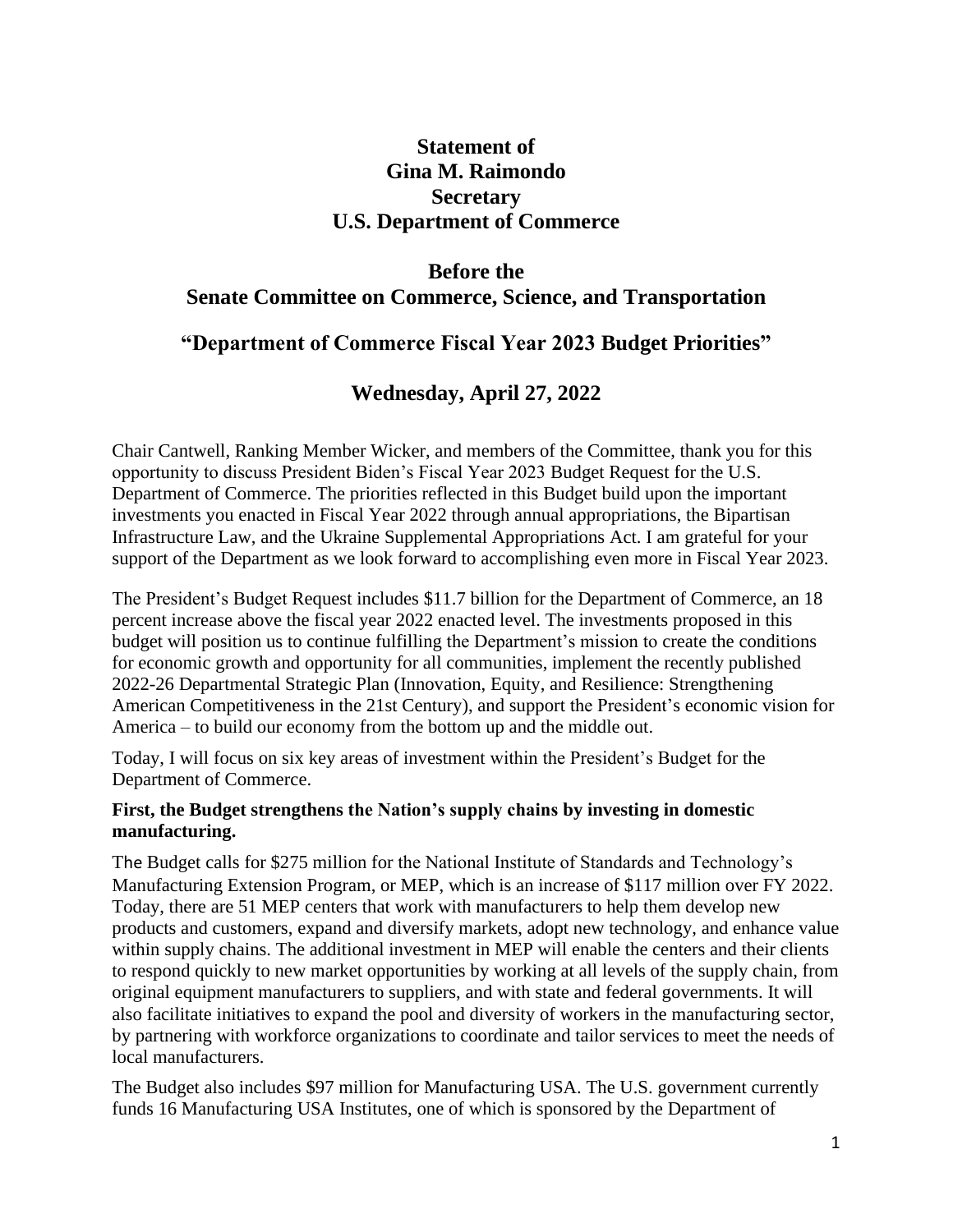# Statement of
# Gina M. Raimondo
# Secretary
# U.S. Department of Commerce

## Before the
## Senate Committee on Commerce, Science, and Transportation

## "Department of Commerce Fiscal Year 2023 Budget Priorities"

## Wednesday, April 27, 2022

Chair Cantwell, Ranking Member Wicker, and members of the Committee, thank you for this opportunity to discuss President Biden's Fiscal Year 2023 Budget Request for the U.S. Department of Commerce. The priorities reflected in this Budget build upon the important investments you enacted in Fiscal Year 2022 through annual appropriations, the Bipartisan Infrastructure Law, and the Ukraine Supplemental Appropriations Act. I am grateful for your support of the Department as we look forward to accomplishing even more in Fiscal Year 2023.

The President's Budget Request includes $11.7 billion for the Department of Commerce, an 18 percent increase above the fiscal year 2022 enacted level. The investments proposed in this budget will position us to continue fulfilling the Department's mission to create the conditions for economic growth and opportunity for all communities, implement the recently published 2022-26 Departmental Strategic Plan (Innovation, Equity, and Resilience: Strengthening American Competitiveness in the 21st Century), and support the President's economic vision for America – to build our economy from the bottom up and the middle out.

Today, I will focus on six key areas of investment within the President's Budget for the Department of Commerce.

**First, the Budget strengthens the Nation's supply chains by investing in domestic manufacturing.**

The Budget calls for $275 million for the National Institute of Standards and Technology's Manufacturing Extension Program, or MEP, which is an increase of $117 million over FY 2022. Today, there are 51 MEP centers that work with manufacturers to help them develop new products and customers, expand and diversify markets, adopt new technology, and enhance value within supply chains. The additional investment in MEP will enable the centers and their clients to respond quickly to new market opportunities by working at all levels of the supply chain, from original equipment manufacturers to suppliers, and with state and federal governments. It will also facilitate initiatives to expand the pool and diversity of workers in the manufacturing sector, by partnering with workforce organizations to coordinate and tailor services to meet the needs of local manufacturers.

The Budget also includes $97 million for Manufacturing USA. The U.S. government currently funds 16 Manufacturing USA Institutes, one of which is sponsored by the Department of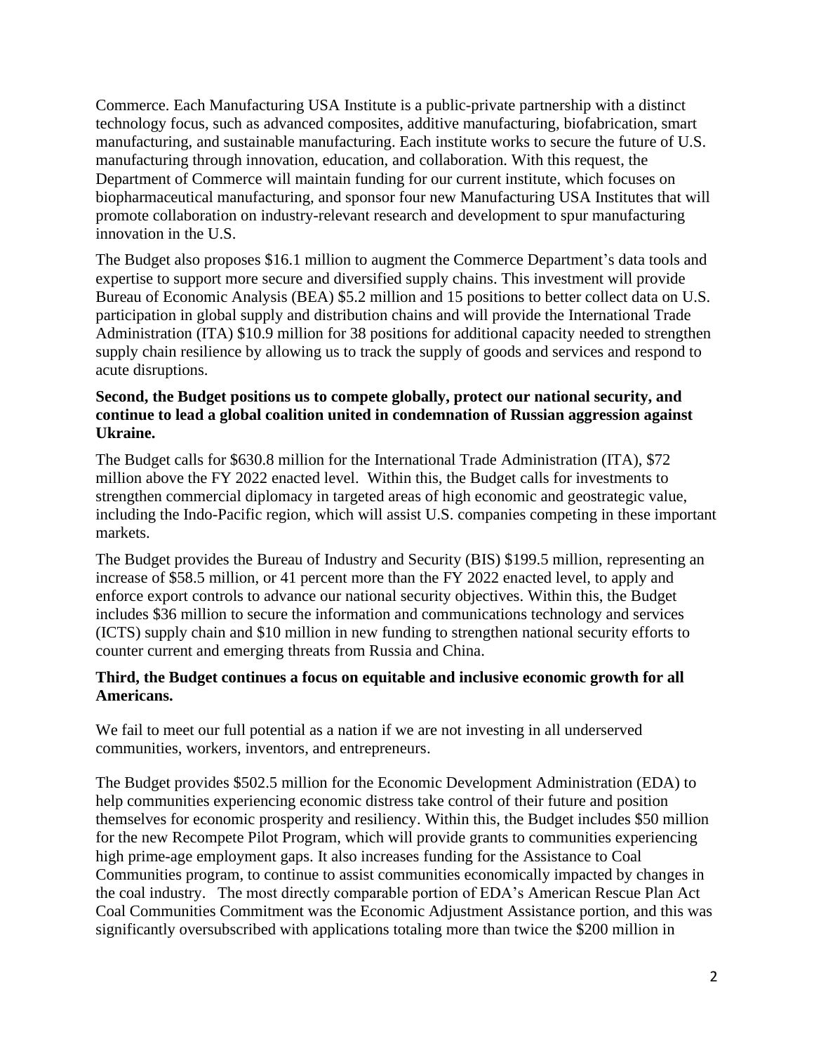Commerce. Each Manufacturing USA Institute is a public-private partnership with a distinct technology focus, such as advanced composites, additive manufacturing, biofabrication, smart manufacturing, and sustainable manufacturing. Each institute works to secure the future of U.S. manufacturing through innovation, education, and collaboration. With this request, the Department of Commerce will maintain funding for our current institute, which focuses on biopharmaceutical manufacturing, and sponsor four new Manufacturing USA Institutes that will promote collaboration on industry-relevant research and development to spur manufacturing innovation in the U.S.

The Budget also proposes $16.1 million to augment the Commerce Department's data tools and expertise to support more secure and diversified supply chains. This investment will provide Bureau of Economic Analysis (BEA) $5.2 million and 15 positions to better collect data on U.S. participation in global supply and distribution chains and will provide the International Trade Administration (ITA) $10.9 million for 38 positions for additional capacity needed to strengthen supply chain resilience by allowing us to track the supply of goods and services and respond to acute disruptions.

**Second, the Budget positions us to compete globally, protect our national security, and continue to lead a global coalition united in condemnation of Russian aggression against Ukraine.**

The Budget calls for $630.8 million for the International Trade Administration (ITA), $72 million above the FY 2022 enacted level. Within this, the Budget calls for investments to strengthen commercial diplomacy in targeted areas of high economic and geostrategic value, including the Indo-Pacific region, which will assist U.S. companies competing in these important markets.

The Budget provides the Bureau of Industry and Security (BIS) $199.5 million, representing an increase of $58.5 million, or 41 percent more than the FY 2022 enacted level, to apply and enforce export controls to advance our national security objectives. Within this, the Budget includes $36 million to secure the information and communications technology and services (ICTS) supply chain and $10 million in new funding to strengthen national security efforts to counter current and emerging threats from Russia and China.

**Third, the Budget continues a focus on equitable and inclusive economic growth for all Americans.**

We fail to meet our full potential as a nation if we are not investing in all underserved communities, workers, inventors, and entrepreneurs.

The Budget provides $502.5 million for the Economic Development Administration (EDA) to help communities experiencing economic distress take control of their future and position themselves for economic prosperity and resiliency. Within this, the Budget includes $50 million for the new Recompete Pilot Program, which will provide grants to communities experiencing high prime-age employment gaps. It also increases funding for the Assistance to Coal Communities program, to continue to assist communities economically impacted by changes in the coal industry. The most directly comparable portion of EDA's American Rescue Plan Act Coal Communities Commitment was the Economic Adjustment Assistance portion, and this was significantly oversubscribed with applications totaling more than twice the $200 million in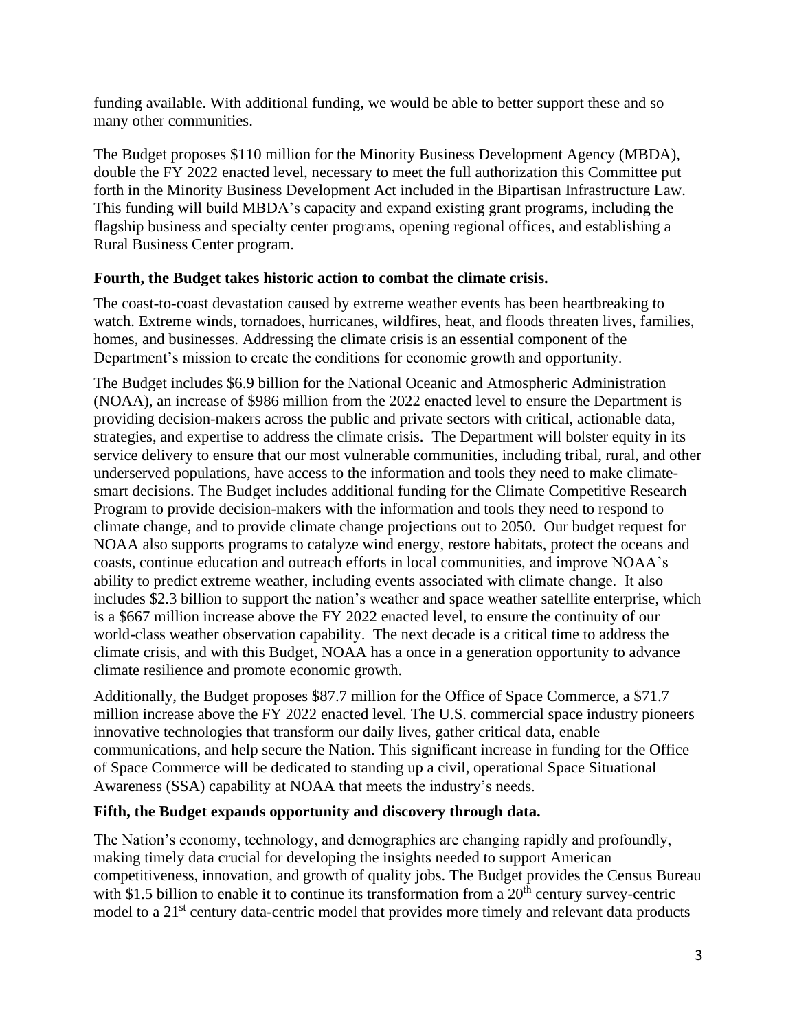funding available. With additional funding, we would be able to better support these and so many other communities.

The Budget proposes $110 million for the Minority Business Development Agency (MBDA), double the FY 2022 enacted level, necessary to meet the full authorization this Committee put forth in the Minority Business Development Act included in the Bipartisan Infrastructure Law. This funding will build MBDA's capacity and expand existing grant programs, including the flagship business and specialty center programs, opening regional offices, and establishing a Rural Business Center program.

**Fourth, the Budget takes historic action to combat the climate crisis.**

The coast-to-coast devastation caused by extreme weather events has been heartbreaking to watch. Extreme winds, tornadoes, hurricanes, wildfires, heat, and floods threaten lives, families, homes, and businesses. Addressing the climate crisis is an essential component of the Department's mission to create the conditions for economic growth and opportunity.

The Budget includes $6.9 billion for the National Oceanic and Atmospheric Administration (NOAA), an increase of $986 million from the 2022 enacted level to ensure the Department is providing decision-makers across the public and private sectors with critical, actionable data, strategies, and expertise to address the climate crisis. The Department will bolster equity in its service delivery to ensure that our most vulnerable communities, including tribal, rural, and other underserved populations, have access to the information and tools they need to make climate-smart decisions. The Budget includes additional funding for the Climate Competitive Research Program to provide decision-makers with the information and tools they need to respond to climate change, and to provide climate change projections out to 2050. Our budget request for NOAA also supports programs to catalyze wind energy, restore habitats, protect the oceans and coasts, continue education and outreach efforts in local communities, and improve NOAA's ability to predict extreme weather, including events associated with climate change. It also includes $2.3 billion to support the nation's weather and space weather satellite enterprise, which is a $667 million increase above the FY 2022 enacted level, to ensure the continuity of our world-class weather observation capability. The next decade is a critical time to address the climate crisis, and with this Budget, NOAA has a once in a generation opportunity to advance climate resilience and promote economic growth.

Additionally, the Budget proposes $87.7 million for the Office of Space Commerce, a $71.7 million increase above the FY 2022 enacted level. The U.S. commercial space industry pioneers innovative technologies that transform our daily lives, gather critical data, enable communications, and help secure the Nation. This significant increase in funding for the Office of Space Commerce will be dedicated to standing up a civil, operational Space Situational Awareness (SSA) capability at NOAA that meets the industry's needs.

**Fifth, the Budget expands opportunity and discovery through data.**

The Nation's economy, technology, and demographics are changing rapidly and profoundly, making timely data crucial for developing the insights needed to support American competitiveness, innovation, and growth of quality jobs. The Budget provides the Census Bureau with $1.5 billion to enable it to continue its transformation from a 20th century survey-centric model to a 21st century data-centric model that provides more timely and relevant data products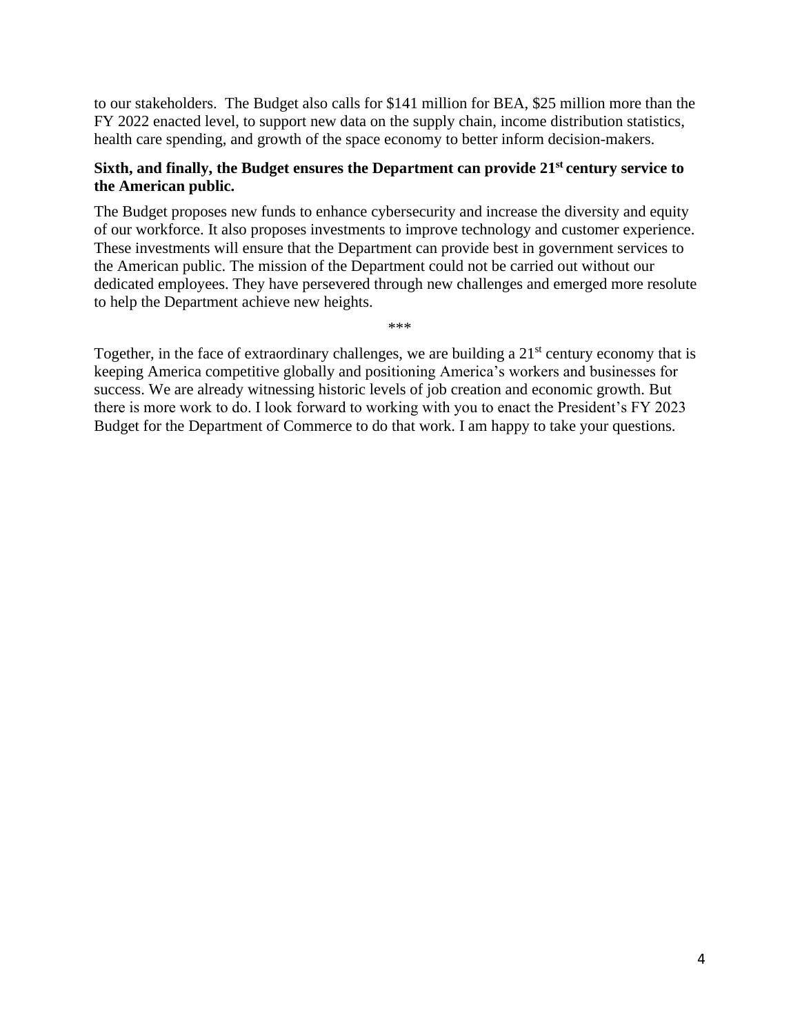to our stakeholders. The Budget also calls for $141 million for BEA, $25 million more than the FY 2022 enacted level, to support new data on the supply chain, income distribution statistics, health care spending, and growth of the space economy to better inform decision-makers.

**Sixth, and finally, the Budget ensures the Department can provide 21st century service to the American public.**

The Budget proposes new funds to enhance cybersecurity and increase the diversity and equity of our workforce. It also proposes investments to improve technology and customer experience. These investments will ensure that the Department can provide best in government services to the American public. The mission of the Department could not be carried out without our dedicated employees. They have persevered through new challenges and emerged more resolute to help the Department achieve new heights.

***

Together, in the face of extraordinary challenges, we are building a 21st century economy that is keeping America competitive globally and positioning America's workers and businesses for success. We are already witnessing historic levels of job creation and economic growth. But there is more work to do. I look forward to working with you to enact the President's FY 2023 Budget for the Department of Commerce to do that work. I am happy to take your questions.